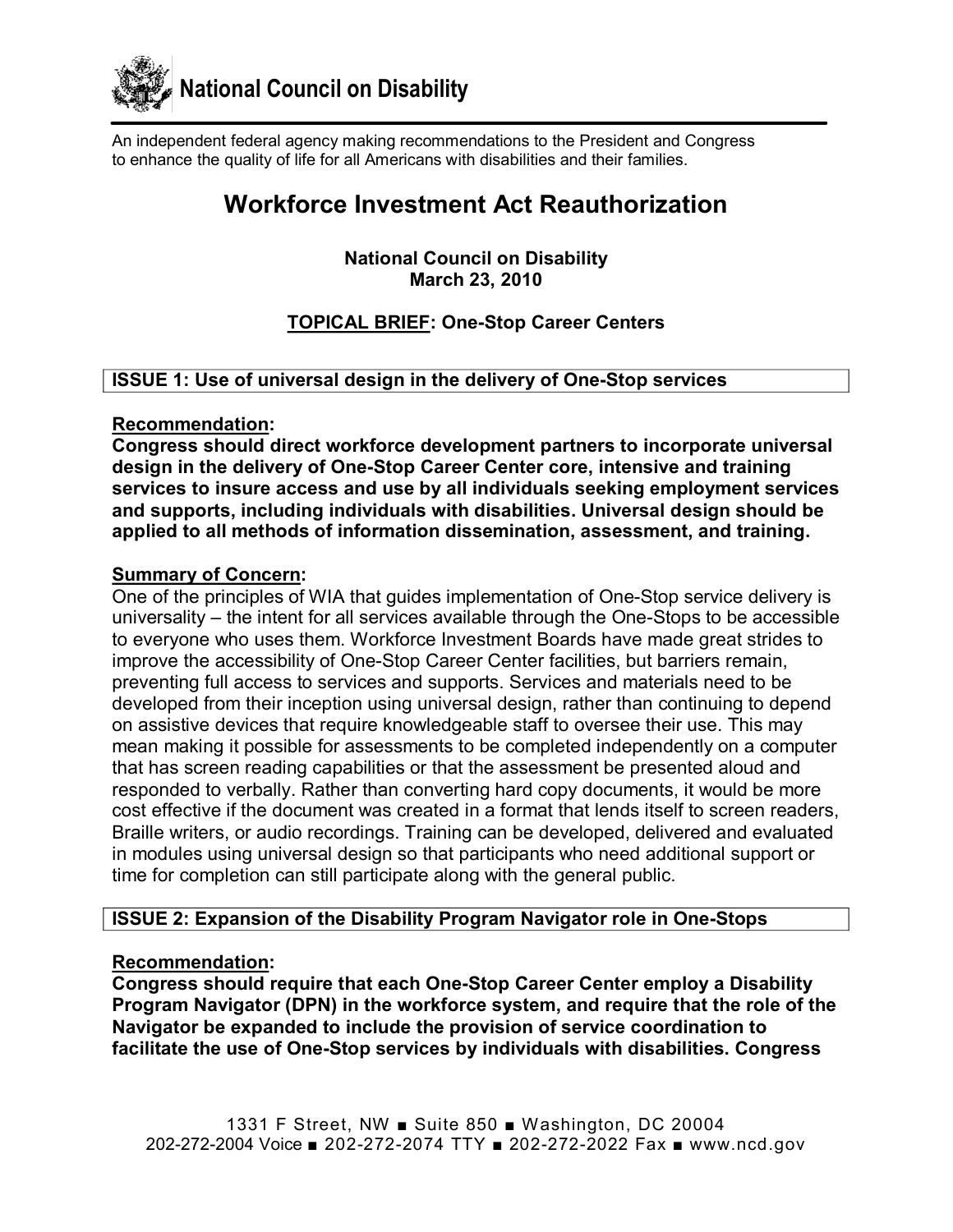# National Council on Disability

An independent federal agency making recommendations to the President and Congress to enhance the quality of life for all Americans with disabilities and their families.

# Workforce Investment Act Reauthorization

**National Council on Disability**
**March 23, 2010**

## **<u>TOPICAL BRIEF</u>: One-Stop Career Centers**

### ISSUE 1: Use of universal design in the delivery of One-Stop services

**<u>Recommendation</u>:**

**Congress should direct workforce development partners to incorporate universal design in the delivery of One-Stop Career Center core, intensive and training services to insure access and use by all individuals seeking employment services and supports, including individuals with disabilities. Universal design should be applied to all methods of information dissemination, assessment, and training.**

**<u>Summary of Concern</u>:**

One of the principles of WIA that guides implementation of One-Stop service delivery is universality – the intent for all services available through the One-Stops to be accessible to everyone who uses them. Workforce Investment Boards have made great strides to improve the accessibility of One-Stop Career Center facilities, but barriers remain, preventing full access to services and supports. Services and materials need to be developed from their inception using universal design, rather than continuing to depend on assistive devices that require knowledgeable staff to oversee their use. This may mean making it possible for assessments to be completed independently on a computer that has screen reading capabilities or that the assessment be presented aloud and responded to verbally. Rather than converting hard copy documents, it would be more cost effective if the document was created in a format that lends itself to screen readers, Braille writers, or audio recordings. Training can be developed, delivered and evaluated in modules using universal design so that participants who need additional support or time for completion can still participate along with the general public.

### ISSUE 2: Expansion of the Disability Program Navigator role in One-Stops

**<u>Recommendation</u>:**

**Congress should require that each One-Stop Career Center employ a Disability Program Navigator (DPN) in the workforce system, and require that the role of the Navigator be expanded to include the provision of service coordination to facilitate the use of One-Stop services by individuals with disabilities. Congress**

1331 F Street, NW ■ Suite 850 ■ Washington, DC 20004
202-272-2004 Voice ■ 202-272-2074 TTY ■ 202-272-2022 Fax ■ www.ncd.gov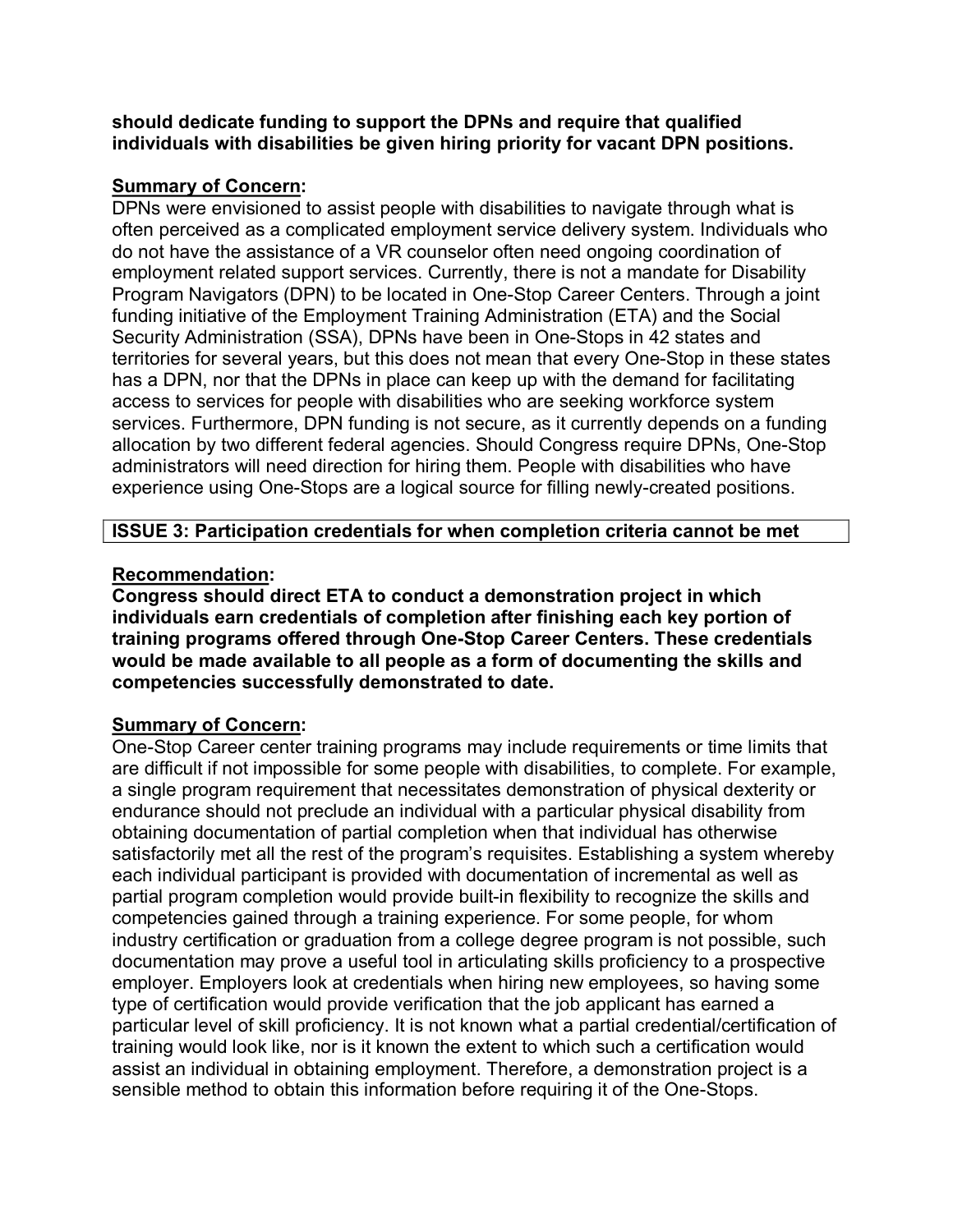**should dedicate funding to support the DPNs and require that qualified individuals with disabilities be given hiring priority for vacant DPN positions.**

**Summary of Concern:**

DPNs were envisioned to assist people with disabilities to navigate through what is often perceived as a complicated employment service delivery system. Individuals who do not have the assistance of a VR counselor often need ongoing coordination of employment related support services. Currently, there is not a mandate for Disability Program Navigators (DPN) to be located in One-Stop Career Centers. Through a joint funding initiative of the Employment Training Administration (ETA) and the Social Security Administration (SSA), DPNs have been in One-Stops in 42 states and territories for several years, but this does not mean that every One-Stop in these states has a DPN, nor that the DPNs in place can keep up with the demand for facilitating access to services for people with disabilities who are seeking workforce system services. Furthermore, DPN funding is not secure, as it currently depends on a funding allocation by two different federal agencies. Should Congress require DPNs, One-Stop administrators will need direction for hiring them. People with disabilities who have experience using One-Stops are a logical source for filling newly-created positions.

**ISSUE 3: Participation credentials for when completion criteria cannot be met**

**Recommendation:**

**Congress should direct ETA to conduct a demonstration project in which individuals earn credentials of completion after finishing each key portion of training programs offered through One-Stop Career Centers. These credentials would be made available to all people as a form of documenting the skills and competencies successfully demonstrated to date.**

**Summary of Concern:**

One-Stop Career center training programs may include requirements or time limits that are difficult if not impossible for some people with disabilities, to complete. For example, a single program requirement that necessitates demonstration of physical dexterity or endurance should not preclude an individual with a particular physical disability from obtaining documentation of partial completion when that individual has otherwise satisfactorily met all the rest of the program's requisites. Establishing a system whereby each individual participant is provided with documentation of incremental as well as partial program completion would provide built-in flexibility to recognize the skills and competencies gained through a training experience. For some people, for whom industry certification or graduation from a college degree program is not possible, such documentation may prove a useful tool in articulating skills proficiency to a prospective employer. Employers look at credentials when hiring new employees, so having some type of certification would provide verification that the job applicant has earned a particular level of skill proficiency. It is not known what a partial credential/certification of training would look like, nor is it known the extent to which such a certification would assist an individual in obtaining employment. Therefore, a demonstration project is a sensible method to obtain this information before requiring it of the One-Stops.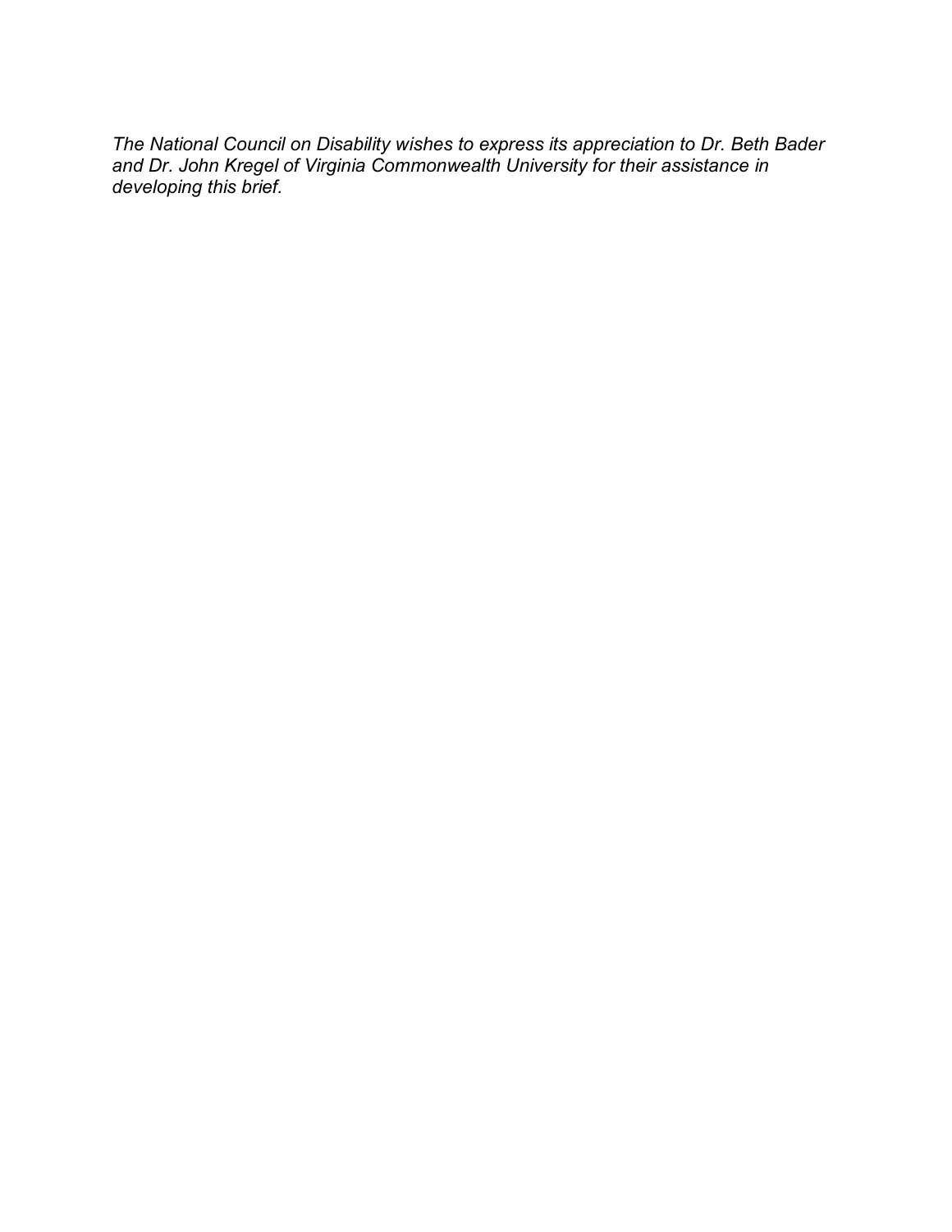*The National Council on Disability wishes to express its appreciation to Dr. Beth Bader and Dr. John Kregel of Virginia Commonwealth University for their assistance in developing this brief.*